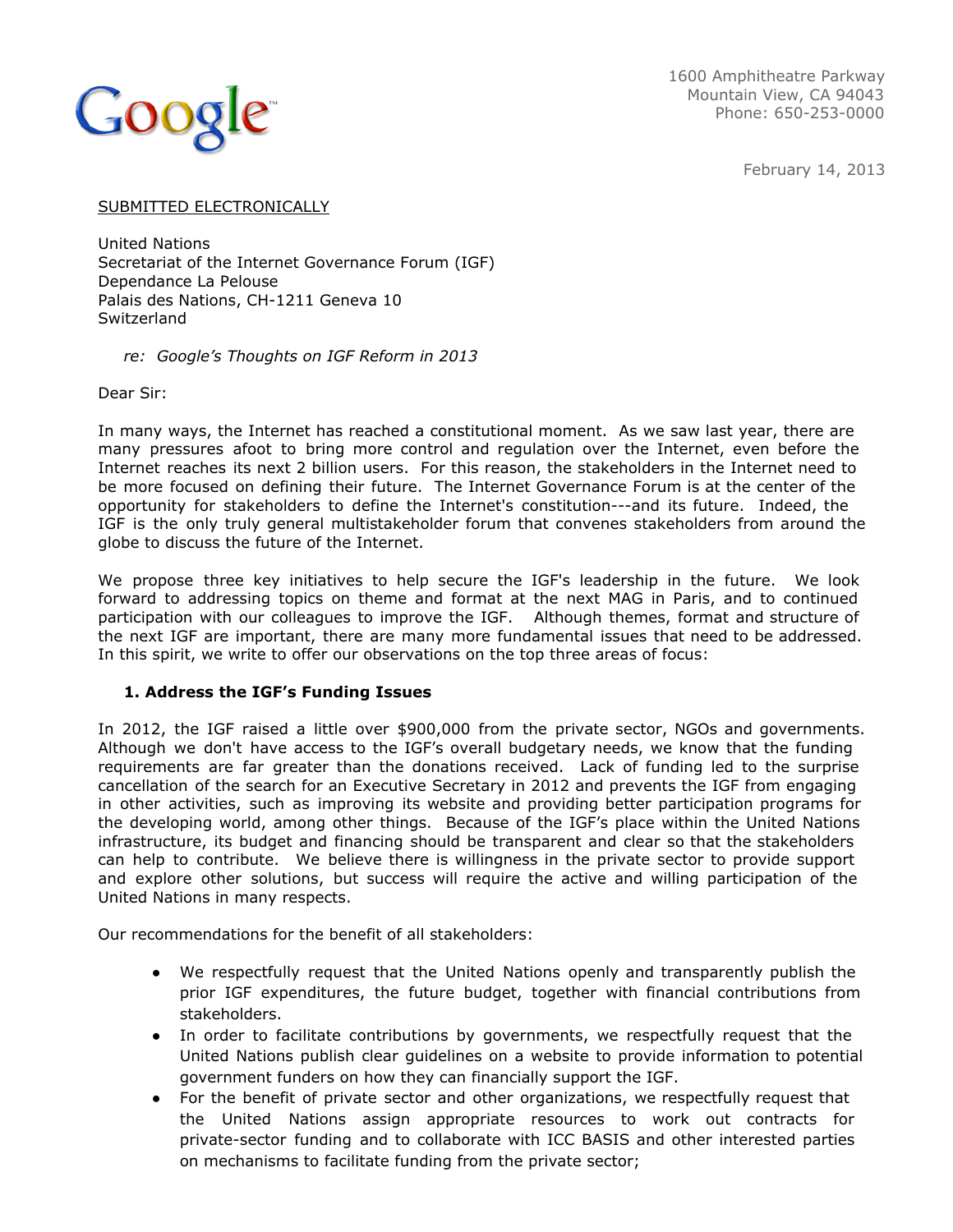Google

1600 Amphitheatre Parkway
Mountain View, CA 94043
Phone: 650-253-0000

February 14, 2013

SUBMITTED ELECTRONICALLY

United Nations
Secretariat of the Internet Governance Forum (IGF)
Dependance La Pelouse
Palais des Nations, CH-1211 Geneva 10
Switzerland

*re: Google's Thoughts on IGF Reform in 2013*

Dear Sir:

In many ways, the Internet has reached a constitutional moment. As we saw last year, there are many pressures afoot to bring more control and regulation over the Internet, even before the Internet reaches its next 2 billion users. For this reason, the stakeholders in the Internet need to be more focused on defining their future. The Internet Governance Forum is at the center of the opportunity for stakeholders to define the Internet's constitution---and its future. Indeed, the IGF is the only truly general multistakeholder forum that convenes stakeholders from around the globe to discuss the future of the Internet.

We propose three key initiatives to help secure the IGF's leadership in the future. We look forward to addressing topics on theme and format at the next MAG in Paris, and to continued participation with our colleagues to improve the IGF. Although themes, format and structure of the next IGF are important, there are many more fundamental issues that need to be addressed. In this spirit, we write to offer our observations on the top three areas of focus:

**1. Address the IGF's Funding Issues**

In 2012, the IGF raised a little over $900,000 from the private sector, NGOs and governments. Although we don't have access to the IGF's overall budgetary needs, we know that the funding requirements are far greater than the donations received. Lack of funding led to the surprise cancellation of the search for an Executive Secretary in 2012 and prevents the IGF from engaging in other activities, such as improving its website and providing better participation programs for the developing world, among other things. Because of the IGF's place within the United Nations infrastructure, its budget and financing should be transparent and clear so that the stakeholders can help to contribute. We believe there is willingness in the private sector to provide support and explore other solutions, but success will require the active and willing participation of the United Nations in many respects.

Our recommendations for the benefit of all stakeholders:

- We respectfully request that the United Nations openly and transparently publish the prior IGF expenditures, the future budget, together with financial contributions from stakeholders.
- In order to facilitate contributions by governments, we respectfully request that the United Nations publish clear guidelines on a website to provide information to potential government funders on how they can financially support the IGF.
- For the benefit of private sector and other organizations, we respectfully request that the United Nations assign appropriate resources to work out contracts for private-sector funding and to collaborate with ICC BASIS and other interested parties on mechanisms to facilitate funding from the private sector;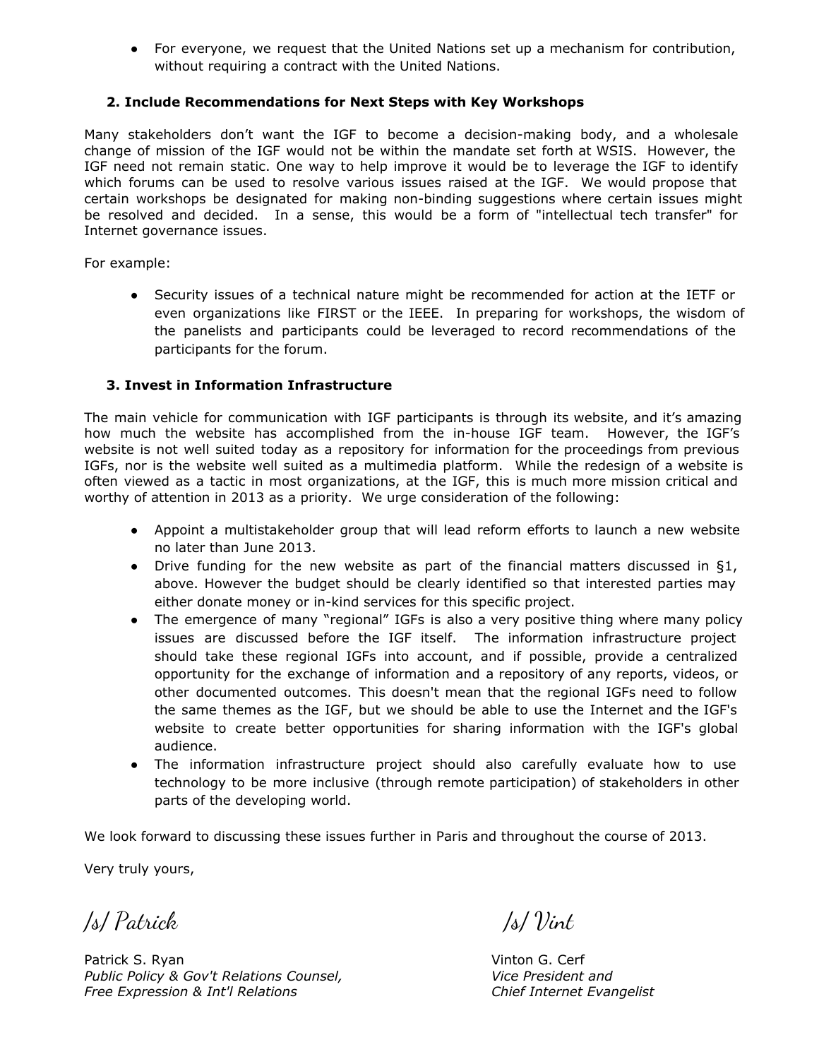- For everyone, we request that the United Nations set up a mechanism for contribution, without requiring a contract with the United Nations.

### 2. Include Recommendations for Next Steps with Key Workshops

Many stakeholders don't want the IGF to become a decision-making body, and a wholesale change of mission of the IGF would not be within the mandate set forth at WSIS. However, the IGF need not remain static. One way to help improve it would be to leverage the IGF to identify which forums can be used to resolve various issues raised at the IGF. We would propose that certain workshops be designated for making non-binding suggestions where certain issues might be resolved and decided. In a sense, this would be a form of "intellectual tech transfer" for Internet governance issues.

For example:

- Security issues of a technical nature might be recommended for action at the IETF or even organizations like FIRST or the IEEE. In preparing for workshops, the wisdom of the panelists and participants could be leveraged to record recommendations of the participants for the forum.

### 3. Invest in Information Infrastructure

The main vehicle for communication with IGF participants is through its website, and it's amazing how much the website has accomplished from the in-house IGF team. However, the IGF's website is not well suited today as a repository for information for the proceedings from previous IGFs, nor is the website well suited as a multimedia platform. While the redesign of a website is often viewed as a tactic in most organizations, at the IGF, this is much more mission critical and worthy of attention in 2013 as a priority. We urge consideration of the following:

- Appoint a multistakeholder group that will lead reform efforts to launch a new website no later than June 2013.
- Drive funding for the new website as part of the financial matters discussed in §1, above. However the budget should be clearly identified so that interested parties may either donate money or in-kind services for this specific project.
- The emergence of many "regional" IGFs is also a very positive thing where many policy issues are discussed before the IGF itself. The information infrastructure project should take these regional IGFs into account, and if possible, provide a centralized opportunity for the exchange of information and a repository of any reports, videos, or other documented outcomes. This doesn't mean that the regional IGFs need to follow the same themes as the IGF, but we should be able to use the Internet and the IGF's website to create better opportunities for sharing information with the IGF's global audience.
- The information infrastructure project should also carefully evaluate how to use technology to be more inclusive (through remote participation) of stakeholders in other parts of the developing world.

We look forward to discussing these issues further in Paris and throughout the course of 2013.

Very truly yours,

/s/ Patrick

Patrick S. Ryan
*Public Policy & Gov't Relations Counsel,*
*Free Expression & Int'l Relations*

/s/ Vint

Vinton G. Cerf
*Vice President and*
*Chief Internet Evangelist*